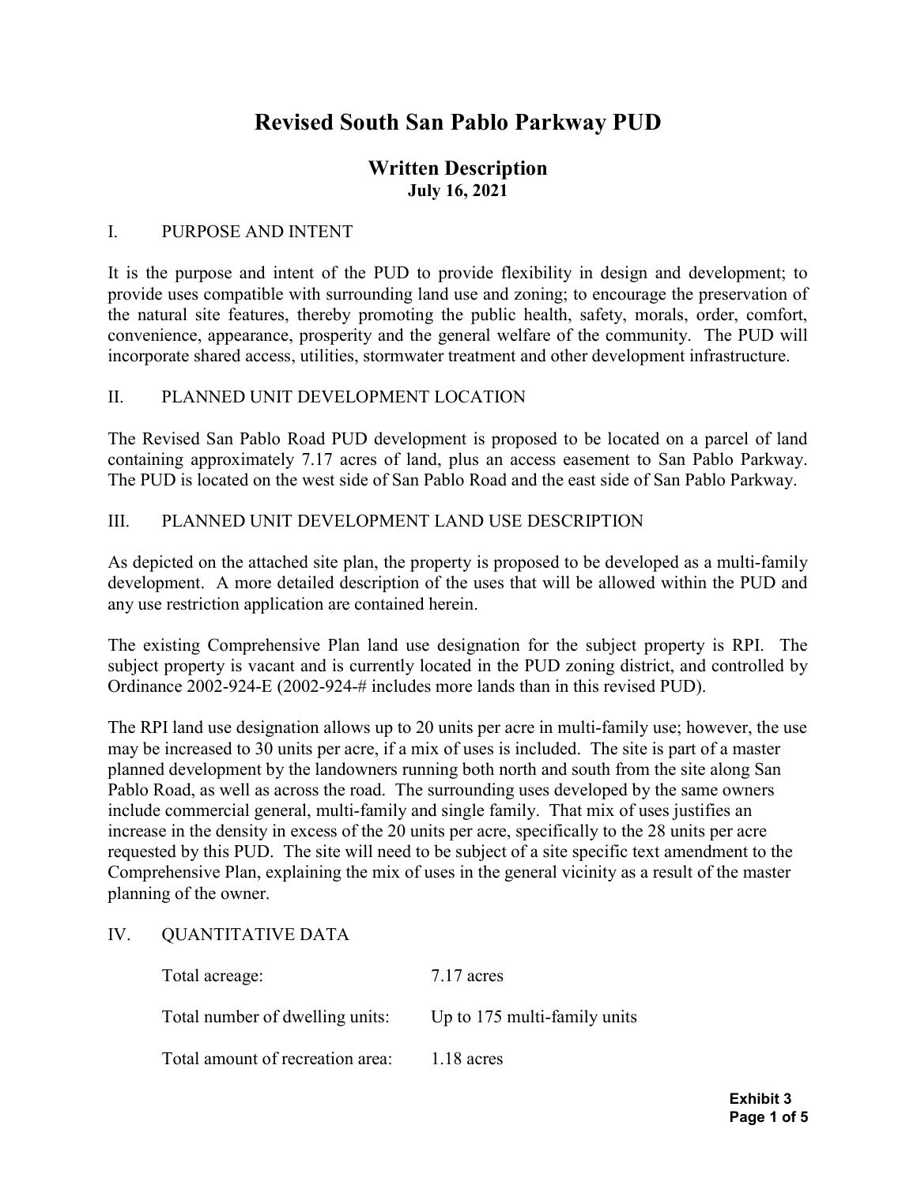# Revised South San Pablo Parkway PUD

## Written Description

**July 16, 2021**

### I. PURPOSE AND INTENT

It is the purpose and intent of the PUD to provide flexibility in design and development; to provide uses compatible with surrounding land use and zoning; to encourage the preservation of the natural site features, thereby promoting the public health, safety, morals, order, comfort, convenience, appearance, prosperity and the general welfare of the community. The PUD will incorporate shared access, utilities, stormwater treatment and other development infrastructure.

### II. PLANNED UNIT DEVELOPMENT LOCATION

The Revised San Pablo Road PUD development is proposed to be located on a parcel of land containing approximately 7.17 acres of land, plus an access easement to San Pablo Parkway. The PUD is located on the west side of San Pablo Road and the east side of San Pablo Parkway.

### III. PLANNED UNIT DEVELOPMENT LAND USE DESCRIPTION

As depicted on the attached site plan, the property is proposed to be developed as a multi-family development. A more detailed description of the uses that will be allowed within the PUD and any use restriction application are contained herein.

The existing Comprehensive Plan land use designation for the subject property is RPI. The subject property is vacant and is currently located in the PUD zoning district, and controlled by Ordinance 2002-924-E (2002-924-# includes more lands than in this revised PUD).

The RPI land use designation allows up to 20 units per acre in multi-family use; however, the use may be increased to 30 units per acre, if a mix of uses is included. The site is part of a master planned development by the landowners running both north and south from the site along San Pablo Road, as well as across the road. The surrounding uses developed by the same owners include commercial general, multi-family and single family. That mix of uses justifies an increase in the density in excess of the 20 units per acre, specifically to the 28 units per acre requested by this PUD. The site will need to be subject of a site specific text amendment to the Comprehensive Plan, explaining the mix of uses in the general vicinity as a result of the master planning of the owner.

### IV. QUANTITATIVE DATA

| | |
|---|---|
| Total acreage: | 7.17 acres |
| Total number of dwelling units: | Up to 175 multi-family units |
| Total amount of recreation area: | 1.18 acres |

**Exhibit 3**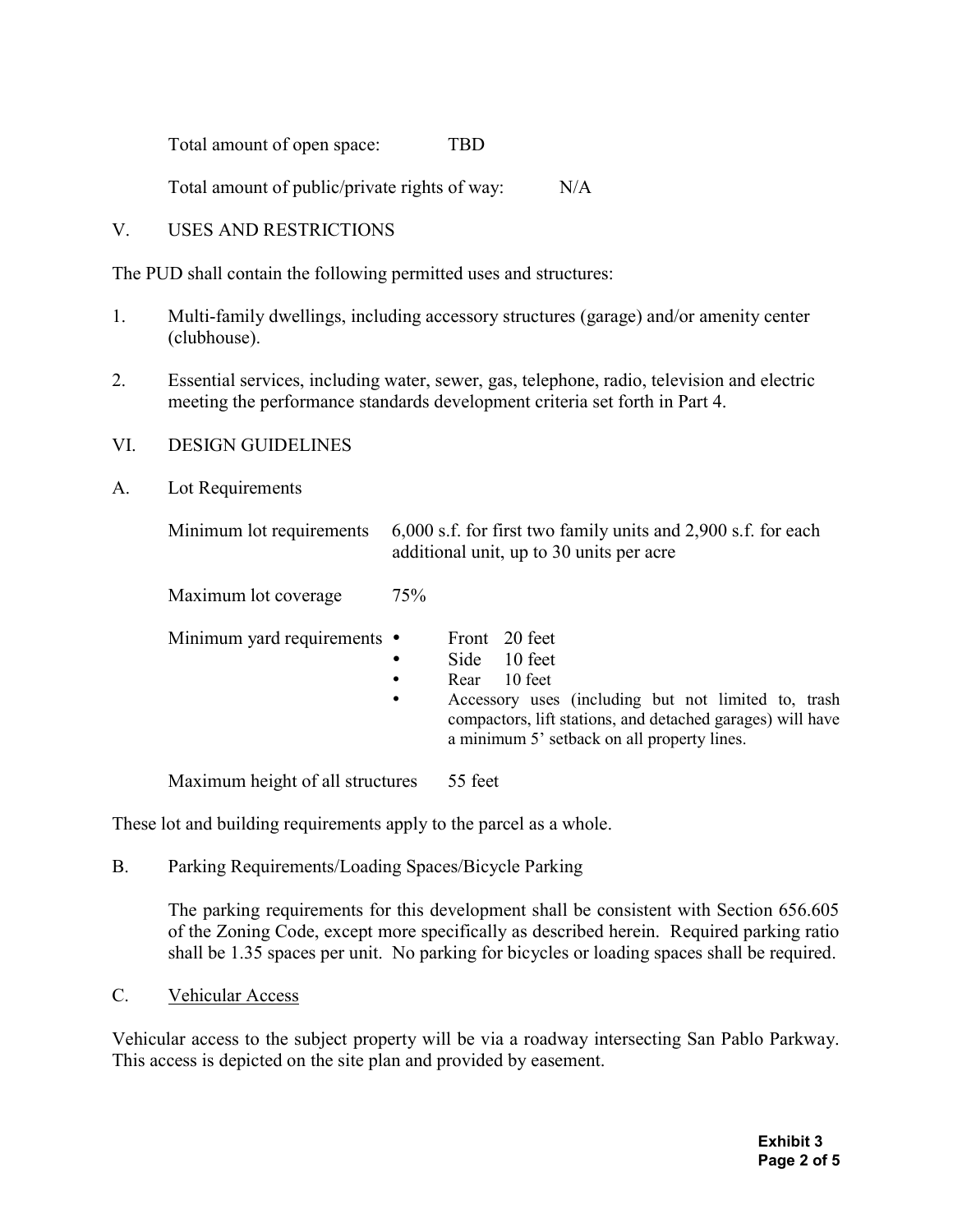Total amount of open space: TBD

Total amount of public/private rights of way: N/A

## V. USES AND RESTRICTIONS

The PUD shall contain the following permitted uses and structures:

1. Multi-family dwellings, including accessory structures (garage) and/or amenity center (clubhouse).
2. Essential services, including water, sewer, gas, telephone, radio, television and electric meeting the performance standards development criteria set forth in Part 4.

## VI. DESIGN GUIDELINES

### A. Lot Requirements

Minimum lot requirements: 6,000 s.f. for first two family units and 2,900 s.f. for each additional unit, up to 30 units per acre

Maximum lot coverage: 75%

Minimum yard requirements:

- Front 20 feet
- Side 10 feet
- Rear 10 feet
- Accessory uses (including but not limited to, trash compactors, lift stations, and detached garages) will have a minimum 5' setback on all property lines.

Maximum height of all structures: 55 feet

These lot and building requirements apply to the parcel as a whole.

### B. Parking Requirements/Loading Spaces/Bicycle Parking

The parking requirements for this development shall be consistent with Section 656.605 of the Zoning Code, except more specifically as described herein. Required parking ratio shall be 1.35 spaces per unit. No parking for bicycles or loading spaces shall be required.

### C. Vehicular Access

Vehicular access to the subject property will be via a roadway intersecting San Pablo Parkway. This access is depicted on the site plan and provided by easement.

**Exhibit 3**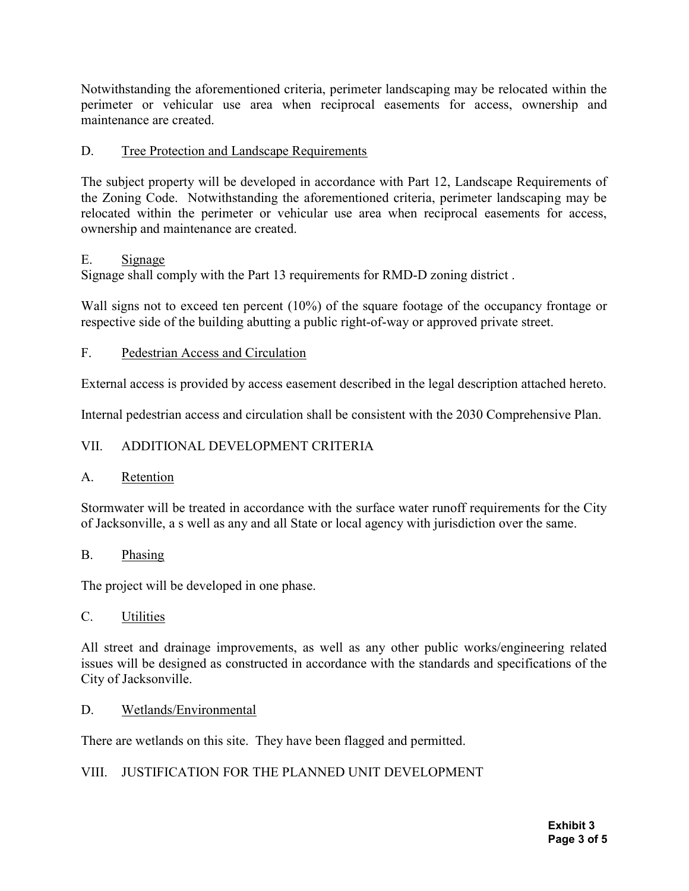Notwithstanding the aforementioned criteria, perimeter landscaping may be relocated within the perimeter or vehicular use area when reciprocal easements for access, ownership and maintenance are created.

D. Tree Protection and Landscape Requirements

The subject property will be developed in accordance with Part 12, Landscape Requirements of the Zoning Code. Notwithstanding the aforementioned criteria, perimeter landscaping may be relocated within the perimeter or vehicular use area when reciprocal easements for access, ownership and maintenance are created.

E. Signage

Signage shall comply with the Part 13 requirements for RMD-D zoning district .

Wall signs not to exceed ten percent (10%) of the square footage of the occupancy frontage or respective side of the building abutting a public right-of-way or approved private street.

F. Pedestrian Access and Circulation

External access is provided by access easement described in the legal description attached hereto.

Internal pedestrian access and circulation shall be consistent with the 2030 Comprehensive Plan.

VII. ADDITIONAL DEVELOPMENT CRITERIA

A. Retention

Stormwater will be treated in accordance with the surface water runoff requirements for the City of Jacksonville, a s well as any and all State or local agency with jurisdiction over the same.

B. Phasing

The project will be developed in one phase.

C. Utilities

All street and drainage improvements, as well as any other public works/engineering related issues will be designed as constructed in accordance with the standards and specifications of the City of Jacksonville.

D. Wetlands/Environmental

There are wetlands on this site. They have been flagged and permitted.

VIII. JUSTIFICATION FOR THE PLANNED UNIT DEVELOPMENT

**Exhibit 3**
**Page 3 of 5**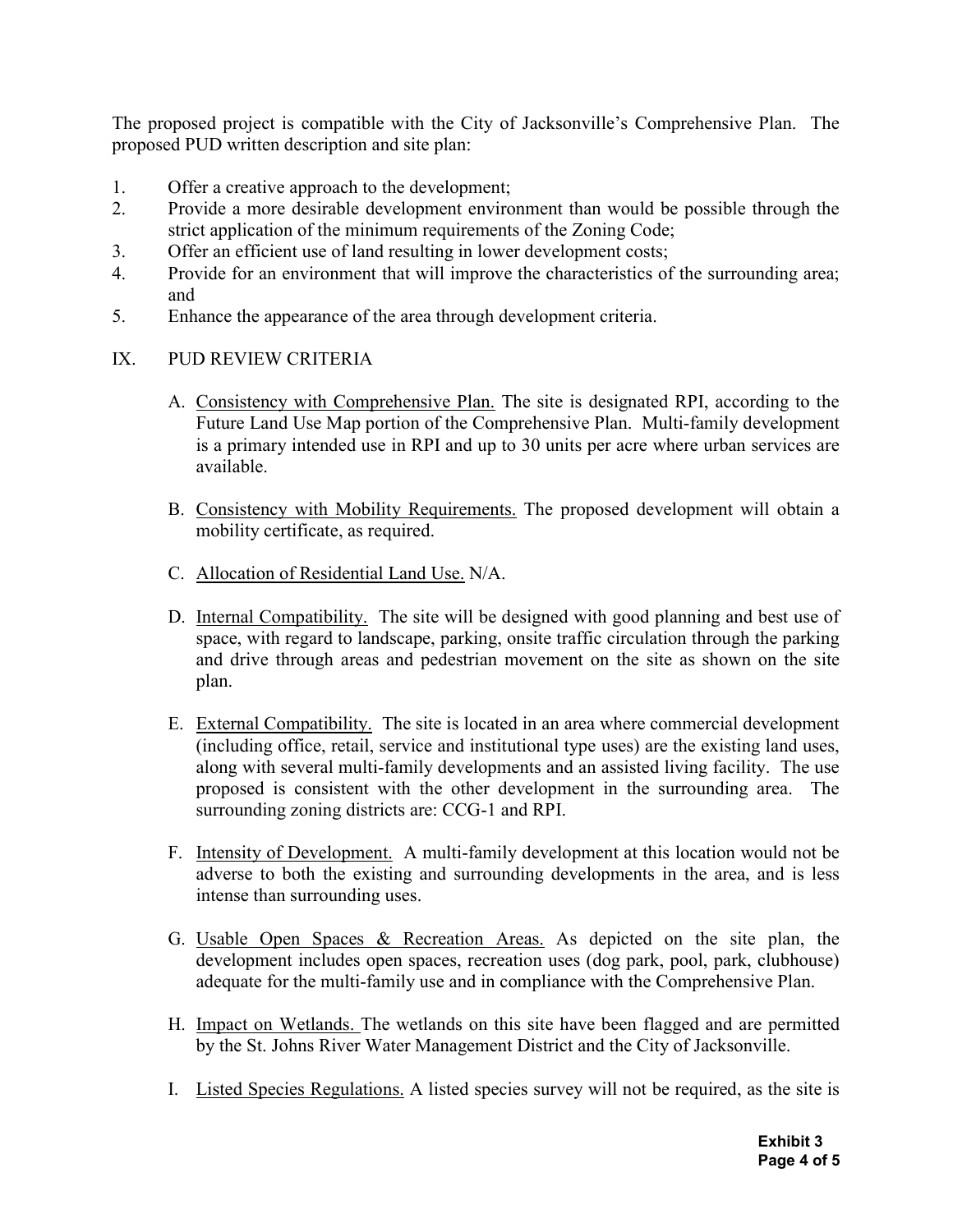The proposed project is compatible with the City of Jacksonville's Comprehensive Plan. The proposed PUD written description and site plan:

1. Offer a creative approach to the development;
2. Provide a more desirable development environment than would be possible through the strict application of the minimum requirements of the Zoning Code;
3. Offer an efficient use of land resulting in lower development costs;
4. Provide for an environment that will improve the characteristics of the surrounding area; and
5. Enhance the appearance of the area through development criteria.

## IX. PUD REVIEW CRITERIA

A. Consistency with Comprehensive Plan. The site is designated RPI, according to the Future Land Use Map portion of the Comprehensive Plan. Multi-family development is a primary intended use in RPI and up to 30 units per acre where urban services are available.

B. Consistency with Mobility Requirements. The proposed development will obtain a mobility certificate, as required.

C. Allocation of Residential Land Use. N/A.

D. Internal Compatibility. The site will be designed with good planning and best use of space, with regard to landscape, parking, onsite traffic circulation through the parking and drive through areas and pedestrian movement on the site as shown on the site plan.

E. External Compatibility. The site is located in an area where commercial development (including office, retail, service and institutional type uses) are the existing land uses, along with several multi-family developments and an assisted living facility. The use proposed is consistent with the other development in the surrounding area. The surrounding zoning districts are: CCG-1 and RPI.

F. Intensity of Development. A multi-family development at this location would not be adverse to both the existing and surrounding developments in the area, and is less intense than surrounding uses.

G. Usable Open Spaces & Recreation Areas. As depicted on the site plan, the development includes open spaces, recreation uses (dog park, pool, park, clubhouse) adequate for the multi-family use and in compliance with the Comprehensive Plan.

H. Impact on Wetlands. The wetlands on this site have been flagged and are permitted by the St. Johns River Water Management District and the City of Jacksonville.

I. Listed Species Regulations. A listed species survey will not be required, as the site is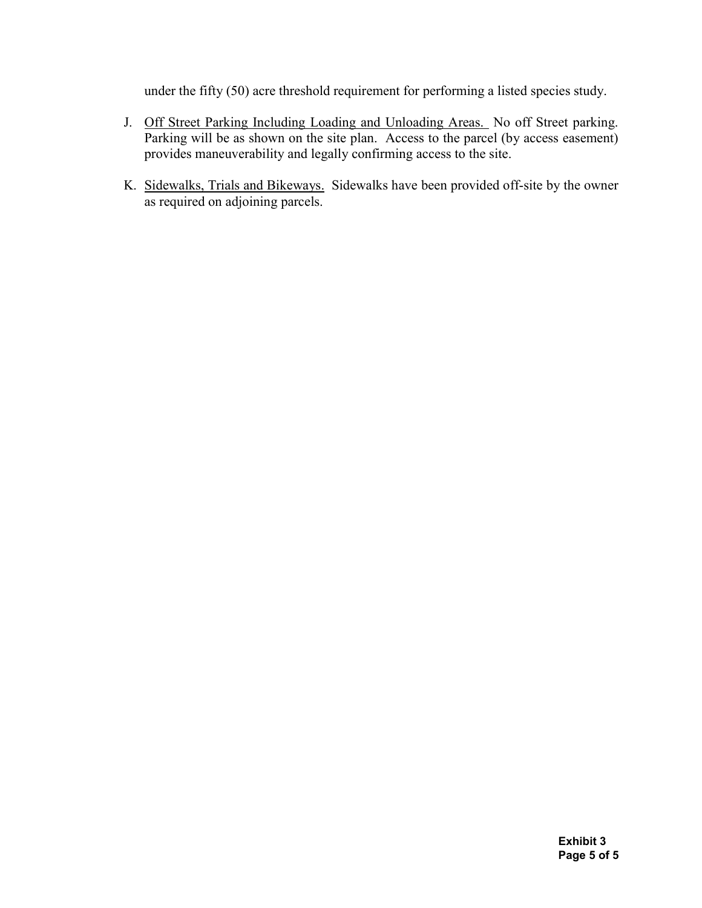under the fifty (50) acre threshold requirement for performing a listed species study.

J. Off Street Parking Including Loading and Unloading Areas. No off Street parking. Parking will be as shown on the site plan. Access to the parcel (by access easement) provides maneuverability and legally confirming access to the site.

K. Sidewalks, Trials and Bikeways. Sidewalks have been provided off-site by the owner as required on adjoining parcels.

**Exhibit 3**